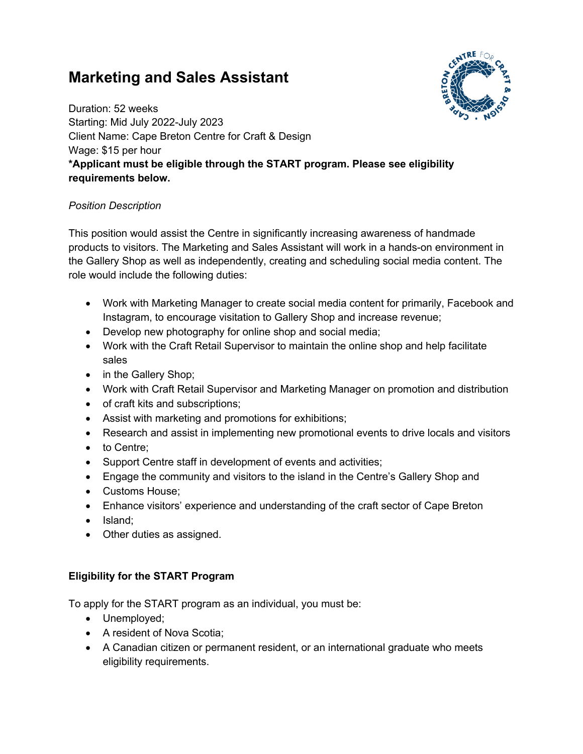# Marketing and Sales Assistant

Duration: 52 weeks
Starting: Mid July 2022-July 2023
Client Name: Cape Breton Centre for Craft & Design
Wage: $15 per hour
**\*Applicant must be eligible through the START program. Please see eligibility requirements below.**

*Position Description*

This position would assist the Centre in significantly increasing awareness of handmade products to visitors. The Marketing and Sales Assistant will work in a hands-on environment in the Gallery Shop as well as independently, creating and scheduling social media content. The role would include the following duties:

- Work with Marketing Manager to create social media content for primarily, Facebook and Instagram, to encourage visitation to Gallery Shop and increase revenue;
- Develop new photography for online shop and social media;
- Work with the Craft Retail Supervisor to maintain the online shop and help facilitate sales
- in the Gallery Shop;
- Work with Craft Retail Supervisor and Marketing Manager on promotion and distribution
- of craft kits and subscriptions;
- Assist with marketing and promotions for exhibitions;
- Research and assist in implementing new promotional events to drive locals and visitors
- to Centre;
- Support Centre staff in development of events and activities;
- Engage the community and visitors to the island in the Centre's Gallery Shop and
- Customs House;
- Enhance visitors' experience and understanding of the craft sector of Cape Breton
- Island;
- Other duties as assigned.

**Eligibility for the START Program**

To apply for the START program as an individual, you must be:

- Unemployed;
- A resident of Nova Scotia;
- A Canadian citizen or permanent resident, or an international graduate who meets eligibility requirements.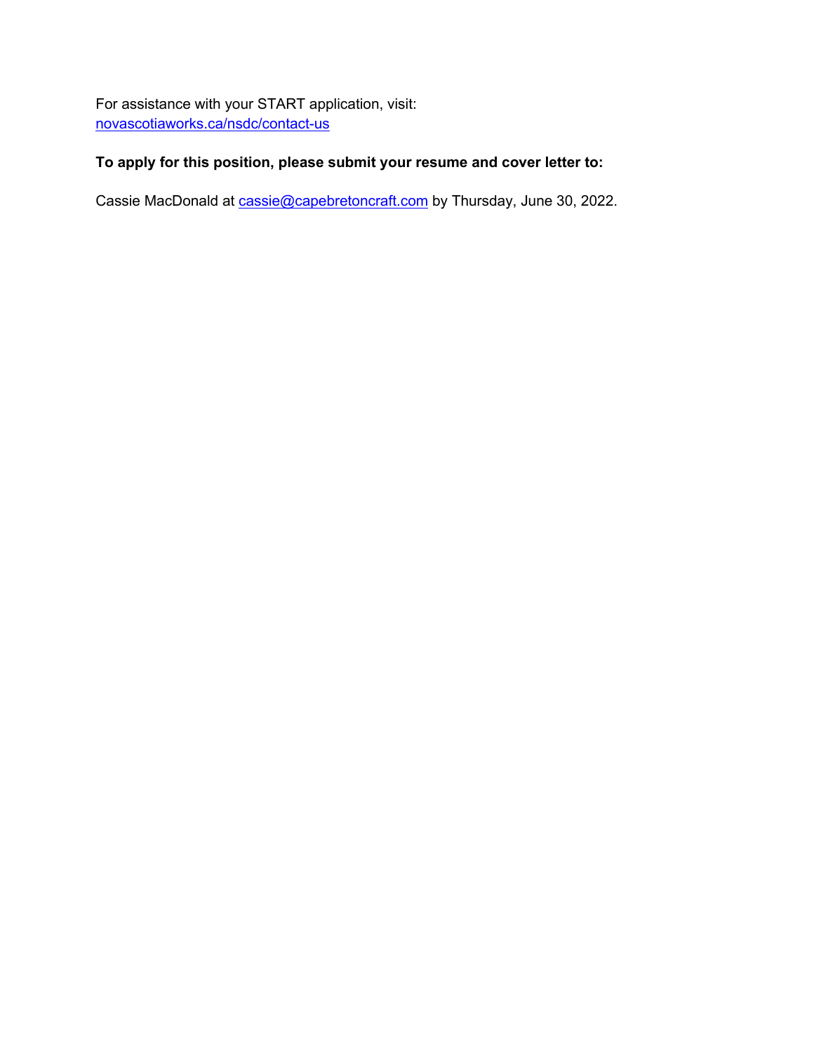For assistance with your START application, visit:
novascotiaworks.ca/nsdc/contact-us

**To apply for this position, please submit your resume and cover letter to:**

Cassie MacDonald at cassie@capebretoncraft.com by Thursday, June 30, 2022.